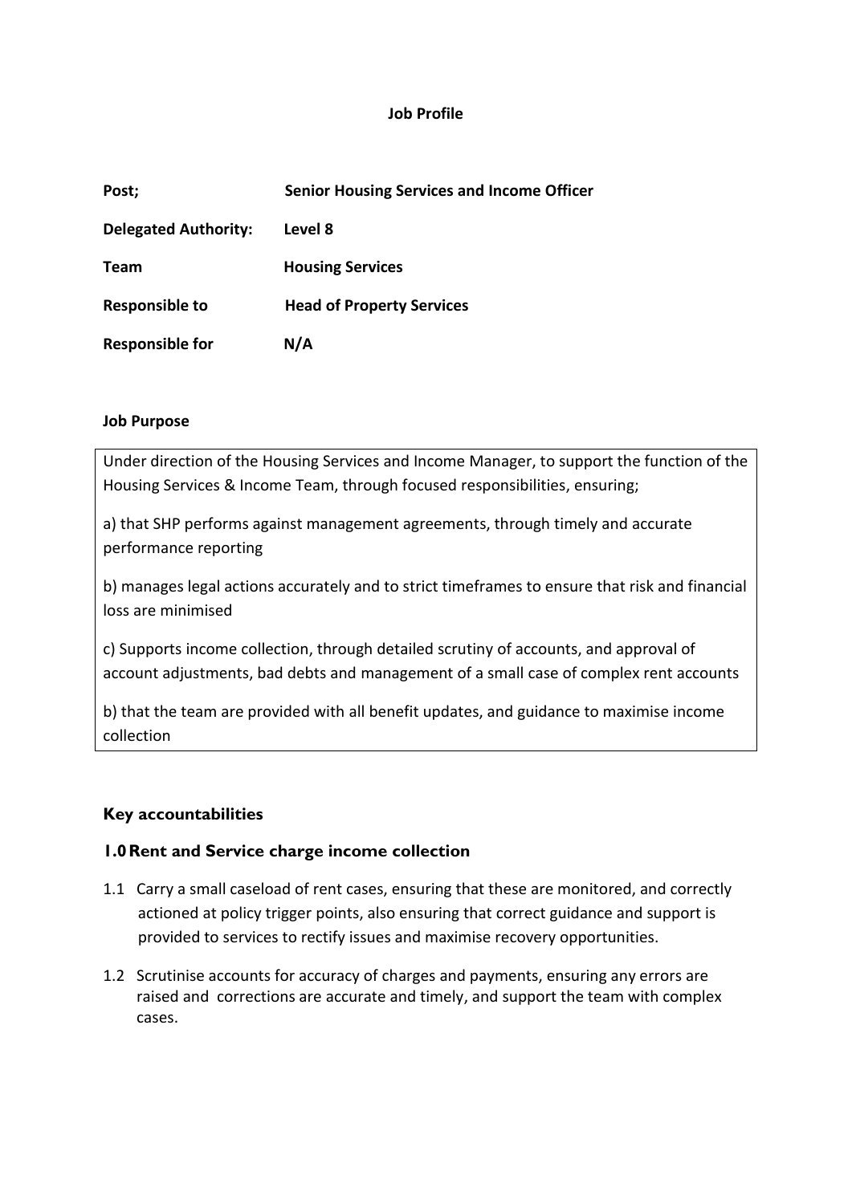# Job Profile

| | |
|---|---|
| **Post;** | **Senior Housing Services and Income Officer** |
| **Delegated Authority:** | **Level 8** |
| **Team** | **Housing Services** |
| **Responsible to** | **Head of Property Services** |
| **Responsible for** | **N/A** |

**Job Purpose**

Under direction of the Housing Services and Income Manager, to support the function of the Housing Services & Income Team, through focused responsibilities, ensuring;

a) that SHP performs against management agreements, through timely and accurate performance reporting

b) manages legal actions accurately and to strict timeframes to ensure that risk and financial loss are minimised

c) Supports income collection, through detailed scrutiny of accounts, and approval of account adjustments, bad debts and management of a small case of complex rent accounts

b) that the team are provided with all benefit updates, and guidance to maximise income collection

## Key accountabilities

### 1.0 Rent and Service charge income collection

1.1 Carry a small caseload of rent cases, ensuring that these are monitored, and correctly actioned at policy trigger points, also ensuring that correct guidance and support is provided to services to rectify issues and maximise recovery opportunities.

1.2 Scrutinise accounts for accuracy of charges and payments, ensuring any errors are raised and corrections are accurate and timely, and support the team with complex cases.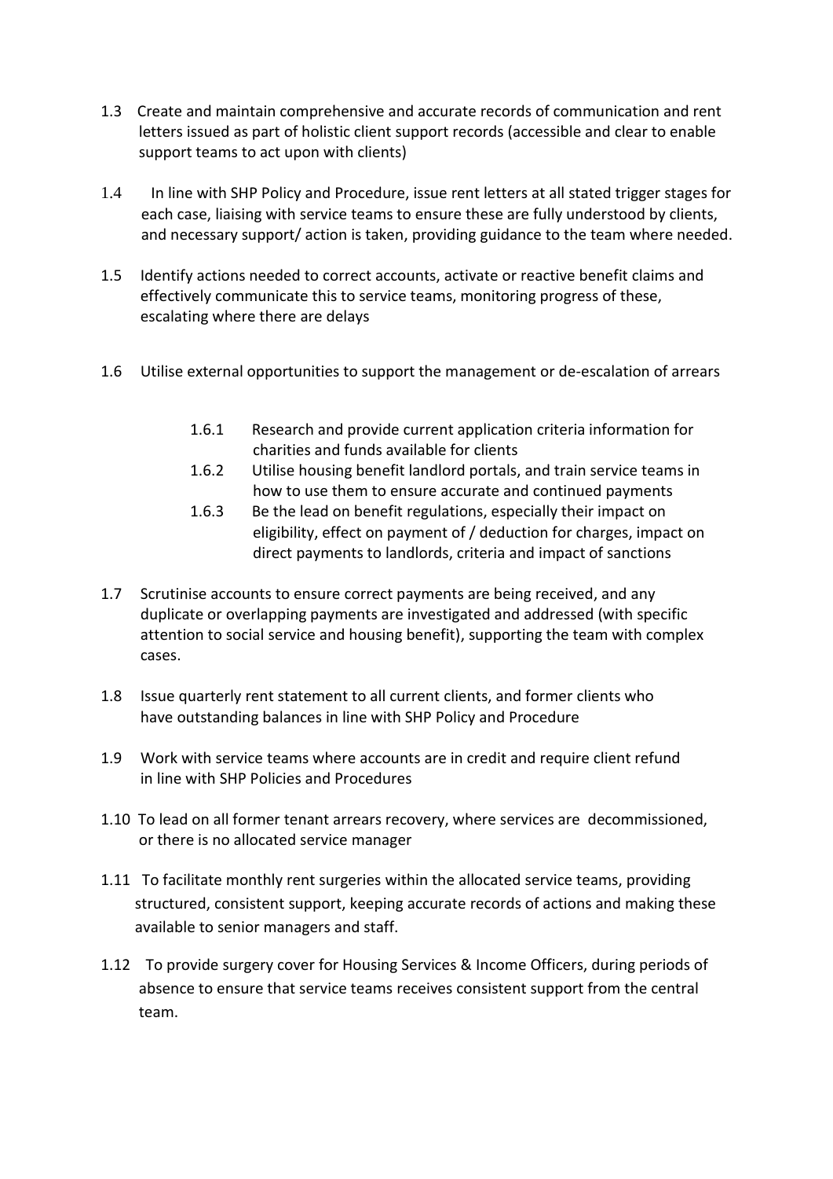1.3 Create and maintain comprehensive and accurate records of communication and rent letters issued as part of holistic client support records (accessible and clear to enable support teams to act upon with clients)

1.4 In line with SHP Policy and Procedure, issue rent letters at all stated trigger stages for each case, liaising with service teams to ensure these are fully understood by clients, and necessary support/ action is taken, providing guidance to the team where needed.

1.5 Identify actions needed to correct accounts, activate or reactive benefit claims and effectively communicate this to service teams, monitoring progress of these, escalating where there are delays

1.6 Utilise external opportunities to support the management or de-escalation of arrears

   1.6.1 Research and provide current application criteria information for charities and funds available for clients
   1.6.2 Utilise housing benefit landlord portals, and train service teams in how to use them to ensure accurate and continued payments
   1.6.3 Be the lead on benefit regulations, especially their impact on eligibility, effect on payment of / deduction for charges, impact on direct payments to landlords, criteria and impact of sanctions

1.7 Scrutinise accounts to ensure correct payments are being received, and any duplicate or overlapping payments are investigated and addressed (with specific attention to social service and housing benefit), supporting the team with complex cases.

1.8 Issue quarterly rent statement to all current clients, and former clients who have outstanding balances in line with SHP Policy and Procedure

1.9 Work with service teams where accounts are in credit and require client refund in line with SHP Policies and Procedures

1.10 To lead on all former tenant arrears recovery, where services are decommissioned, or there is no allocated service manager

1.11 To facilitate monthly rent surgeries within the allocated service teams, providing structured, consistent support, keeping accurate records of actions and making these available to senior managers and staff.

1.12 To provide surgery cover for Housing Services & Income Officers, during periods of absence to ensure that service teams receives consistent support from the central team.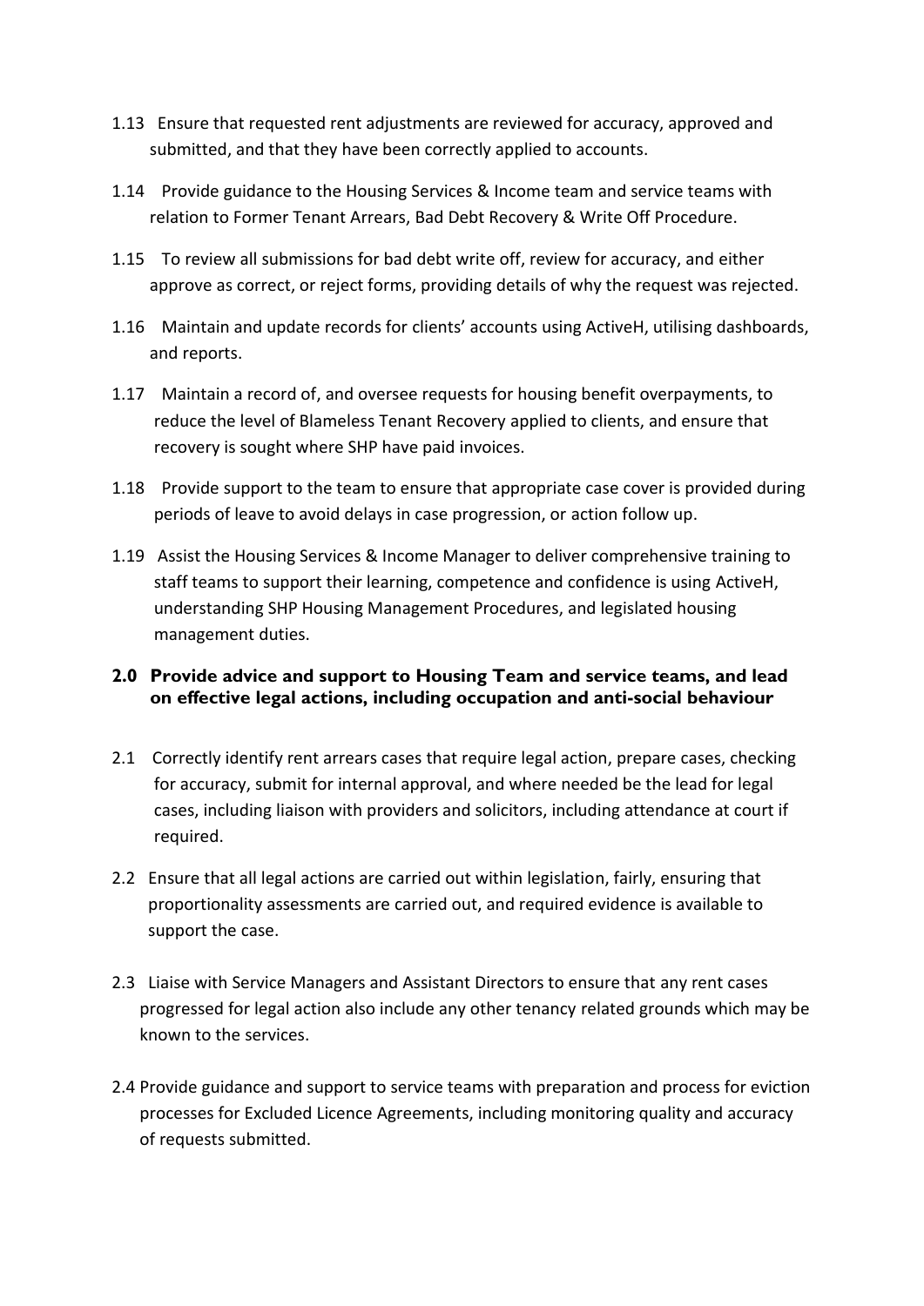1.13 Ensure that requested rent adjustments are reviewed for accuracy, approved and submitted, and that they have been correctly applied to accounts.

1.14 Provide guidance to the Housing Services & Income team and service teams with relation to Former Tenant Arrears, Bad Debt Recovery & Write Off Procedure.

1.15 To review all submissions for bad debt write off, review for accuracy, and either approve as correct, or reject forms, providing details of why the request was rejected.

1.16 Maintain and update records for clients' accounts using ActiveH, utilising dashboards, and reports.

1.17 Maintain a record of, and oversee requests for housing benefit overpayments, to reduce the level of Blameless Tenant Recovery applied to clients, and ensure that recovery is sought where SHP have paid invoices.

1.18 Provide support to the team to ensure that appropriate case cover is provided during periods of leave to avoid delays in case progression, or action follow up.

1.19 Assist the Housing Services & Income Manager to deliver comprehensive training to staff teams to support their learning, competence and confidence is using ActiveH, understanding SHP Housing Management Procedures, and legislated housing management duties.

## 2.0 Provide advice and support to Housing Team and service teams, and lead on effective legal actions, including occupation and anti-social behaviour

2.1 Correctly identify rent arrears cases that require legal action, prepare cases, checking for accuracy, submit for internal approval, and where needed be the lead for legal cases, including liaison with providers and solicitors, including attendance at court if required.

2.2 Ensure that all legal actions are carried out within legislation, fairly, ensuring that proportionality assessments are carried out, and required evidence is available to support the case.

2.3 Liaise with Service Managers and Assistant Directors to ensure that any rent cases progressed for legal action also include any other tenancy related grounds which may be known to the services.

2.4 Provide guidance and support to service teams with preparation and process for eviction processes for Excluded Licence Agreements, including monitoring quality and accuracy of requests submitted.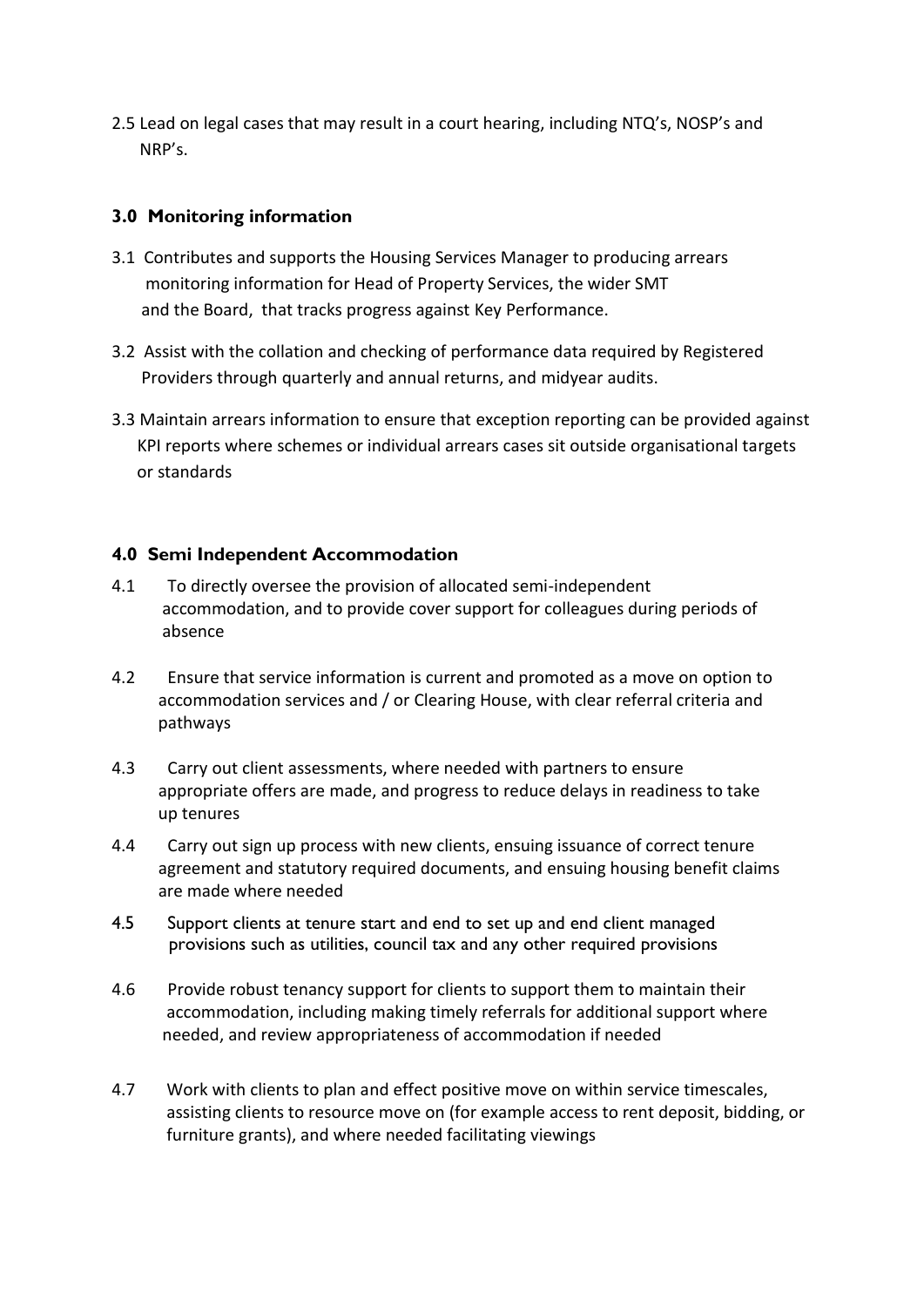2.5 Lead on legal cases that may result in a court hearing, including NTQ's, NOSP's and NRP's.

### 3.0 Monitoring information

3.1 Contributes and supports the Housing Services Manager to producing arrears monitoring information for Head of Property Services, the wider SMT and the Board, that tracks progress against Key Performance.

3.2 Assist with the collation and checking of performance data required by Registered Providers through quarterly and annual returns, and midyear audits.

3.3 Maintain arrears information to ensure that exception reporting can be provided against KPI reports where schemes or individual arrears cases sit outside organisational targets or standards

### 4.0 Semi Independent Accommodation

4.1 To directly oversee the provision of allocated semi-independent accommodation, and to provide cover support for colleagues during periods of absence

4.2 Ensure that service information is current and promoted as a move on option to accommodation services and / or Clearing House, with clear referral criteria and pathways

4.3 Carry out client assessments, where needed with partners to ensure appropriate offers are made, and progress to reduce delays in readiness to take up tenures

4.4 Carry out sign up process with new clients, ensuing issuance of correct tenure agreement and statutory required documents, and ensuing housing benefit claims are made where needed

4.5 Support clients at tenure start and end to set up and end client managed provisions such as utilities, council tax and any other required provisions

4.6 Provide robust tenancy support for clients to support them to maintain their accommodation, including making timely referrals for additional support where needed, and review appropriateness of accommodation if needed

4.7 Work with clients to plan and effect positive move on within service timescales, assisting clients to resource move on (for example access to rent deposit, bidding, or furniture grants), and where needed facilitating viewings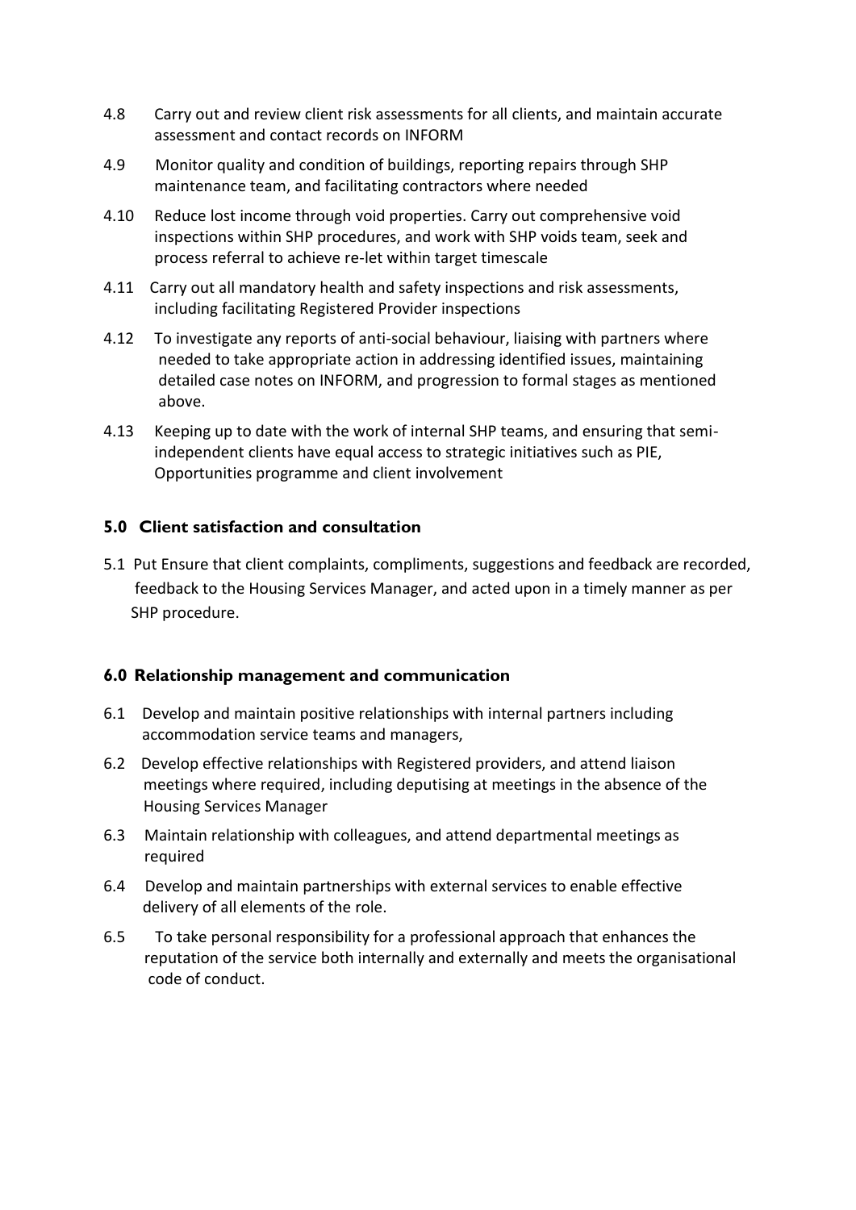4.8 Carry out and review client risk assessments for all clients, and maintain accurate assessment and contact records on INFORM

4.9 Monitor quality and condition of buildings, reporting repairs through SHP maintenance team, and facilitating contractors where needed

4.10 Reduce lost income through void properties. Carry out comprehensive void inspections within SHP procedures, and work with SHP voids team, seek and process referral to achieve re-let within target timescale

4.11 Carry out all mandatory health and safety inspections and risk assessments, including facilitating Registered Provider inspections

4.12 To investigate any reports of anti-social behaviour, liaising with partners where needed to take appropriate action in addressing identified issues, maintaining detailed case notes on INFORM, and progression to formal stages as mentioned above.

4.13 Keeping up to date with the work of internal SHP teams, and ensuring that semi-independent clients have equal access to strategic initiatives such as PIE, Opportunities programme and client involvement

### 5.0 Client satisfaction and consultation

5.1 Put Ensure that client complaints, compliments, suggestions and feedback are recorded, feedback to the Housing Services Manager, and acted upon in a timely manner as per SHP procedure.

### 6.0 Relationship management and communication

6.1 Develop and maintain positive relationships with internal partners including accommodation service teams and managers,

6.2 Develop effective relationships with Registered providers, and attend liaison meetings where required, including deputising at meetings in the absence of the Housing Services Manager

6.3 Maintain relationship with colleagues, and attend departmental meetings as required

6.4 Develop and maintain partnerships with external services to enable effective delivery of all elements of the role.

6.5 To take personal responsibility for a professional approach that enhances the reputation of the service both internally and externally and meets the organisational code of conduct.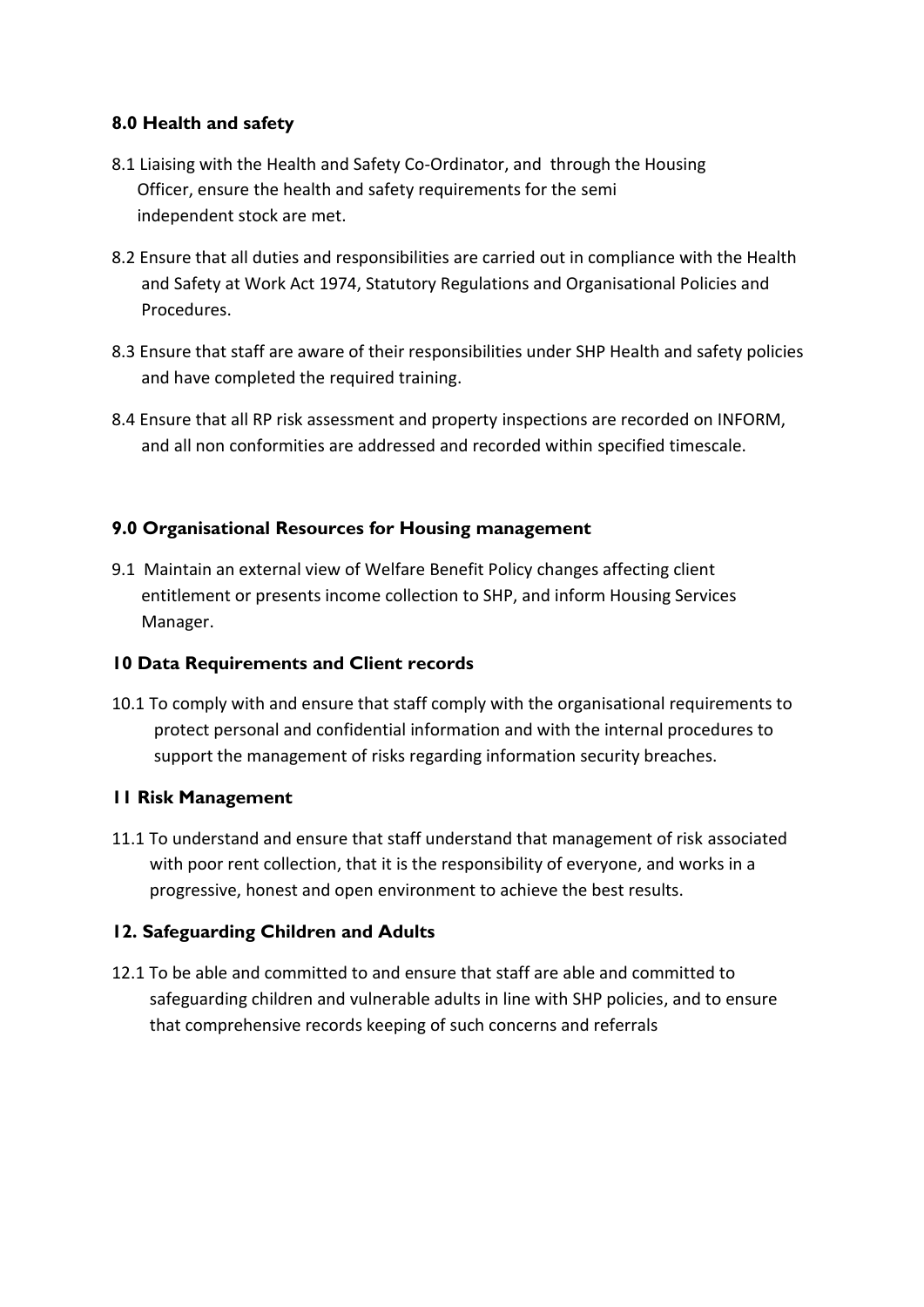### 8.0 Health and safety

8.1 Liaising with the Health and Safety Co-Ordinator, and through the Housing Officer, ensure the health and safety requirements for the semi independent stock are met.

8.2 Ensure that all duties and responsibilities are carried out in compliance with the Health and Safety at Work Act 1974, Statutory Regulations and Organisational Policies and Procedures.

8.3 Ensure that staff are aware of their responsibilities under SHP Health and safety policies and have completed the required training.

8.4 Ensure that all RP risk assessment and property inspections are recorded on INFORM, and all non conformities are addressed and recorded within specified timescale.

### 9.0 Organisational Resources for Housing management

9.1 Maintain an external view of Welfare Benefit Policy changes affecting client entitlement or presents income collection to SHP, and inform Housing Services Manager.

### 10 Data Requirements and Client records

10.1 To comply with and ensure that staff comply with the organisational requirements to protect personal and confidential information and with the internal procedures to support the management of risks regarding information security breaches.

### 11 Risk Management

11.1 To understand and ensure that staff understand that management of risk associated with poor rent collection, that it is the responsibility of everyone, and works in a progressive, honest and open environment to achieve the best results.

### 12. Safeguarding Children and Adults

12.1 To be able and committed to and ensure that staff are able and committed to safeguarding children and vulnerable adults in line with SHP policies, and to ensure that comprehensive records keeping of such concerns and referrals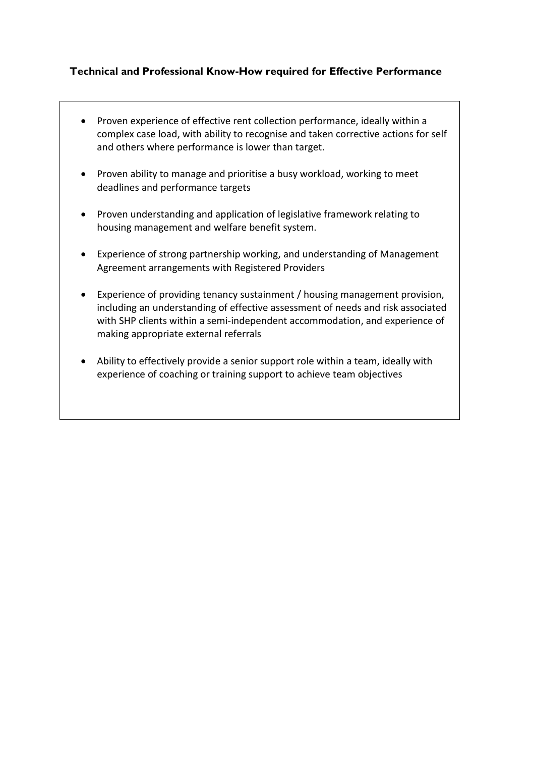**Technical and Professional Know-How required for Effective Performance**

- Proven experience of effective rent collection performance, ideally within a complex case load, with ability to recognise and taken corrective actions for self and others where performance is lower than target.
- Proven ability to manage and prioritise a busy workload, working to meet deadlines and performance targets
- Proven understanding and application of legislative framework relating to housing management and welfare benefit system.
- Experience of strong partnership working, and understanding of Management Agreement arrangements with Registered Providers
- Experience of providing tenancy sustainment / housing management provision, including an understanding of effective assessment of needs and risk associated with SHP clients within a semi-independent accommodation, and experience of making appropriate external referrals
- Ability to effectively provide a senior support role within a team, ideally with experience of coaching or training support to achieve team objectives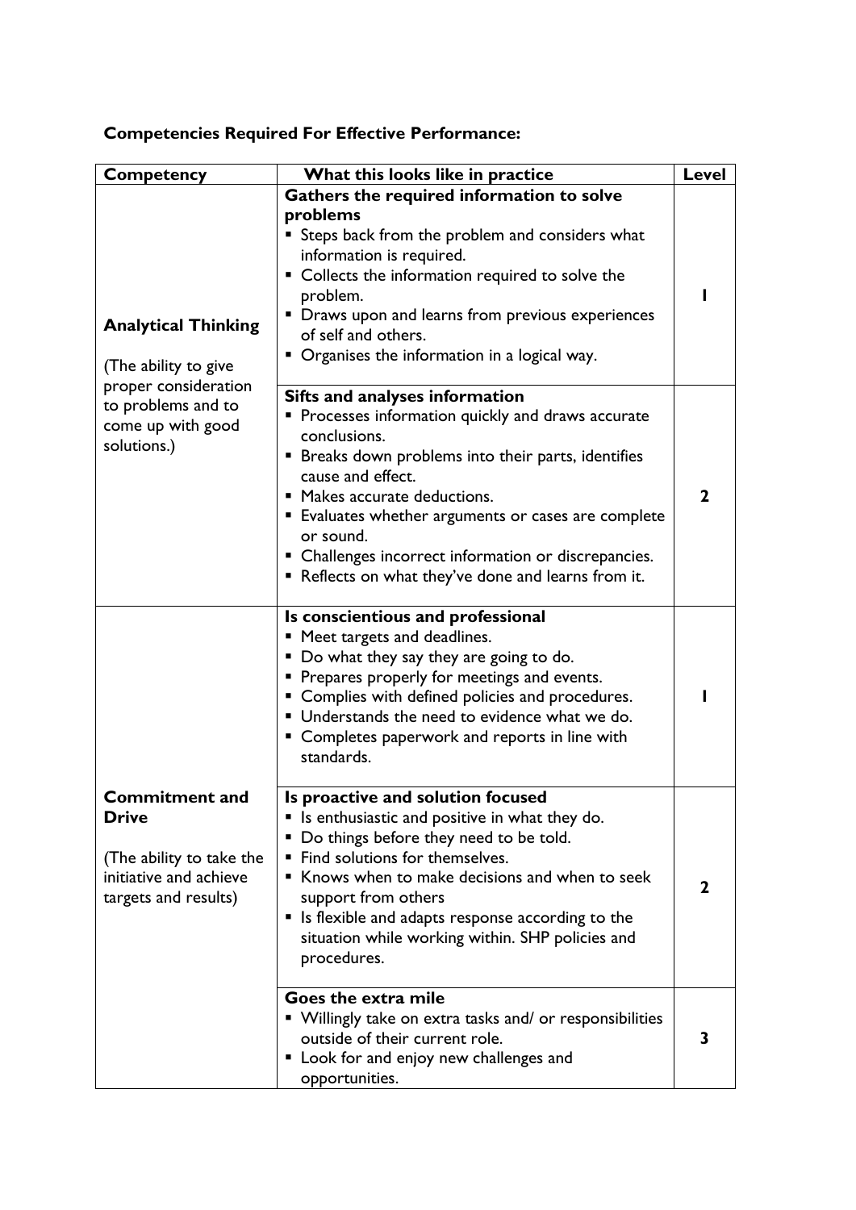**Competencies Required For Effective Performance:**

| Competency | What this looks like in practice | Level |
|---|---|---|
| **Analytical Thinking**<br><br>(The ability to give proper consideration to problems and to come up with good solutions.) | **Gathers the required information to solve problems**<br>▪ Steps back from the problem and considers what information is required.<br>▪ Collects the information required to solve the problem.<br>▪ Draws upon and learns from previous experiences of self and others.<br>▪ Organises the information in a logical way. | 1 |
| | **Sifts and analyses information**<br>▪ Processes information quickly and draws accurate conclusions.<br>▪ Breaks down problems into their parts, identifies cause and effect.<br>▪ Makes accurate deductions.<br>▪ Evaluates whether arguments or cases are complete or sound.<br>▪ Challenges incorrect information or discrepancies.<br>▪ Reflects on what they've done and learns from it. | 2 |
| **Commitment and Drive**<br><br>(The ability to take the initiative and achieve targets and results) | **Is conscientious and professional**<br>▪ Meet targets and deadlines.<br>▪ Do what they say they are going to do.<br>▪ Prepares properly for meetings and events.<br>▪ Complies with defined policies and procedures.<br>▪ Understands the need to evidence what we do.<br>▪ Completes paperwork and reports in line with standards. | 1 |
| | **Is proactive and solution focused**<br>▪ Is enthusiastic and positive in what they do.<br>▪ Do things before they need to be told.<br>▪ Find solutions for themselves.<br>▪ Knows when to make decisions and when to seek support from others<br>▪ Is flexible and adapts response according to the situation while working within. SHP policies and procedures. | 2 |
| | **Goes the extra mile**<br>▪ Willingly take on extra tasks and/ or responsibilities outside of their current role.<br>▪ Look for and enjoy new challenges and opportunities. | 3 |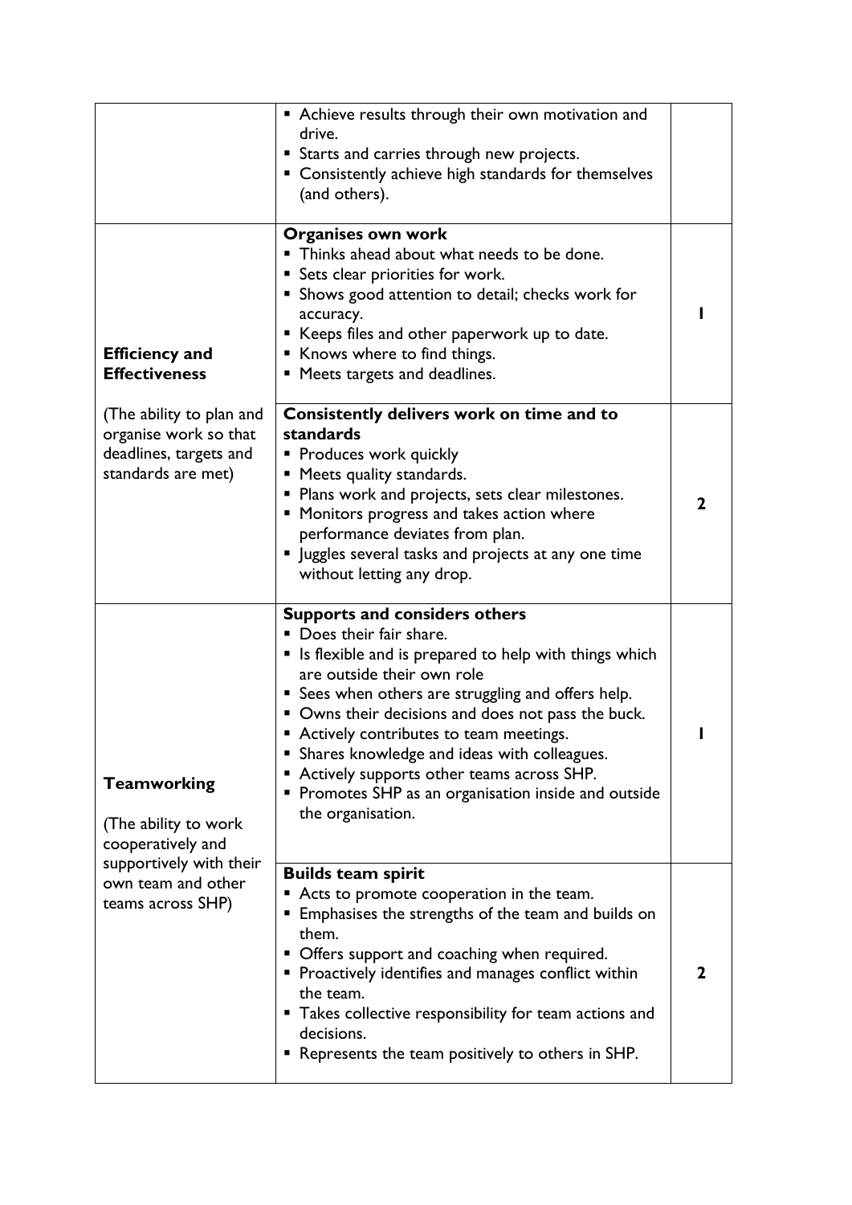| | | |
|---|---|---|
| | ▪ Achieve results through their own motivation and drive.<br>▪ Starts and carries through new projects.<br>▪ Consistently achieve high standards for themselves (and others). | |
| **Efficiency and Effectiveness**<br><br>(The ability to plan and organise work so that deadlines, targets and standards are met) | **Organises own work**<br>▪ Thinks ahead about what needs to be done.<br>▪ Sets clear priorities for work.<br>▪ Shows good attention to detail; checks work for accuracy.<br>▪ Keeps files and other paperwork up to date.<br>▪ Knows where to find things.<br>▪ Meets targets and deadlines. | 1 |
| | **Consistently delivers work on time and to standards**<br>▪ Produces work quickly<br>▪ Meets quality standards.<br>▪ Plans work and projects, sets clear milestones.<br>▪ Monitors progress and takes action where performance deviates from plan.<br>▪ Juggles several tasks and projects at any one time without letting any drop. | 2 |
| **Teamworking**<br><br>(The ability to work cooperatively and supportively with their own team and other teams across SHP) | **Supports and considers others**<br>▪ Does their fair share.<br>▪ Is flexible and is prepared to help with things which are outside their own role<br>▪ Sees when others are struggling and offers help.<br>▪ Owns their decisions and does not pass the buck.<br>▪ Actively contributes to team meetings.<br>▪ Shares knowledge and ideas with colleagues.<br>▪ Actively supports other teams across SHP.<br>▪ Promotes SHP as an organisation inside and outside the organisation. | 1 |
| | **Builds team spirit**<br>▪ Acts to promote cooperation in the team.<br>▪ Emphasises the strengths of the team and builds on them.<br>▪ Offers support and coaching when required.<br>▪ Proactively identifies and manages conflict within the team.<br>▪ Takes collective responsibility for team actions and decisions.<br>▪ Represents the team positively to others in SHP. | 2 |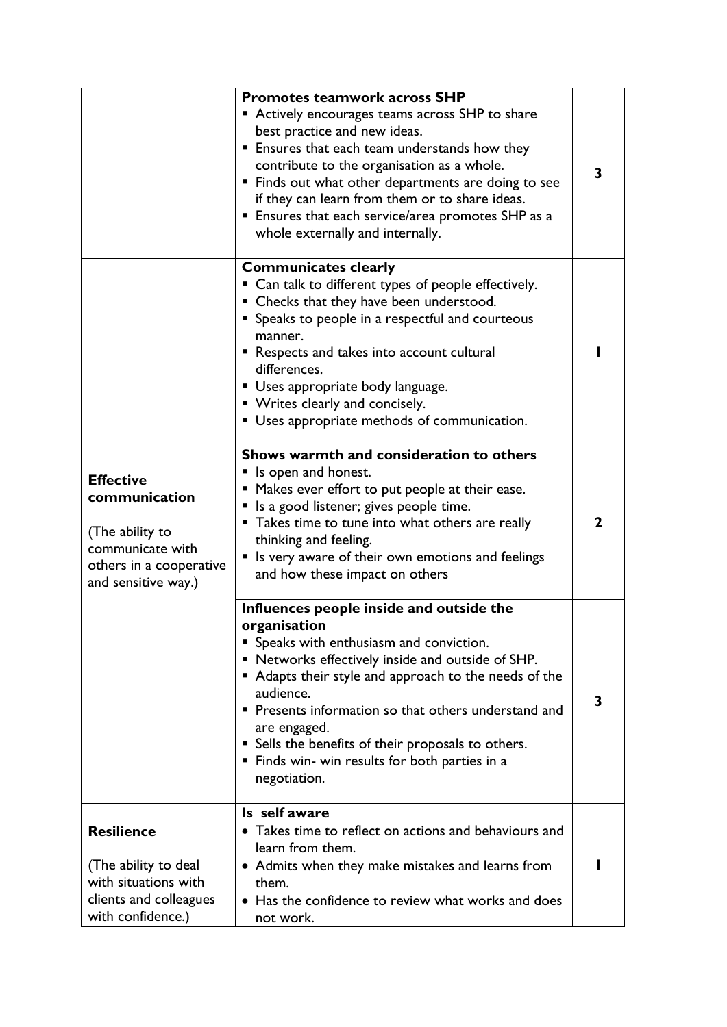| | | |
|---|---|---|
| | **Promotes teamwork across SHP**<br>▪ Actively encourages teams across SHP to share best practice and new ideas.<br>▪ Ensures that each team understands how they contribute to the organisation as a whole.<br>▪ Finds out what other departments are doing to see if they can learn from them or to share ideas.<br>▪ Ensures that each service/area promotes SHP as a whole externally and internally. | **3** |
| **Effective communication**<br><br>(The ability to communicate with others in a cooperative and sensitive way.) | **Communicates clearly**<br>▪ Can talk to different types of people effectively.<br>▪ Checks that they have been understood.<br>▪ Speaks to people in a respectful and courteous manner.<br>▪ Respects and takes into account cultural differences.<br>▪ Uses appropriate body language.<br>▪ Writes clearly and concisely.<br>▪ Uses appropriate methods of communication. | **1** |
| | **Shows warmth and consideration to others**<br>▪ Is open and honest.<br>▪ Makes ever effort to put people at their ease.<br>▪ Is a good listener; gives people time.<br>▪ Takes time to tune into what others are really thinking and feeling.<br>▪ Is very aware of their own emotions and feelings and how these impact on others | **2** |
| | **Influences people inside and outside the organisation**<br>▪ Speaks with enthusiasm and conviction.<br>▪ Networks effectively inside and outside of SHP.<br>▪ Adapts their style and approach to the needs of the audience.<br>▪ Presents information so that others understand and are engaged.<br>▪ Sells the benefits of their proposals to others.<br>▪ Finds win- win results for both parties in a negotiation. | **3** |
| **Resilience**<br><br>(The ability to deal with situations with clients and colleagues with confidence.) | **Is self aware**<br>• Takes time to reflect on actions and behaviours and learn from them.<br>• Admits when they make mistakes and learns from them.<br>• Has the confidence to review what works and does not work. | **1** |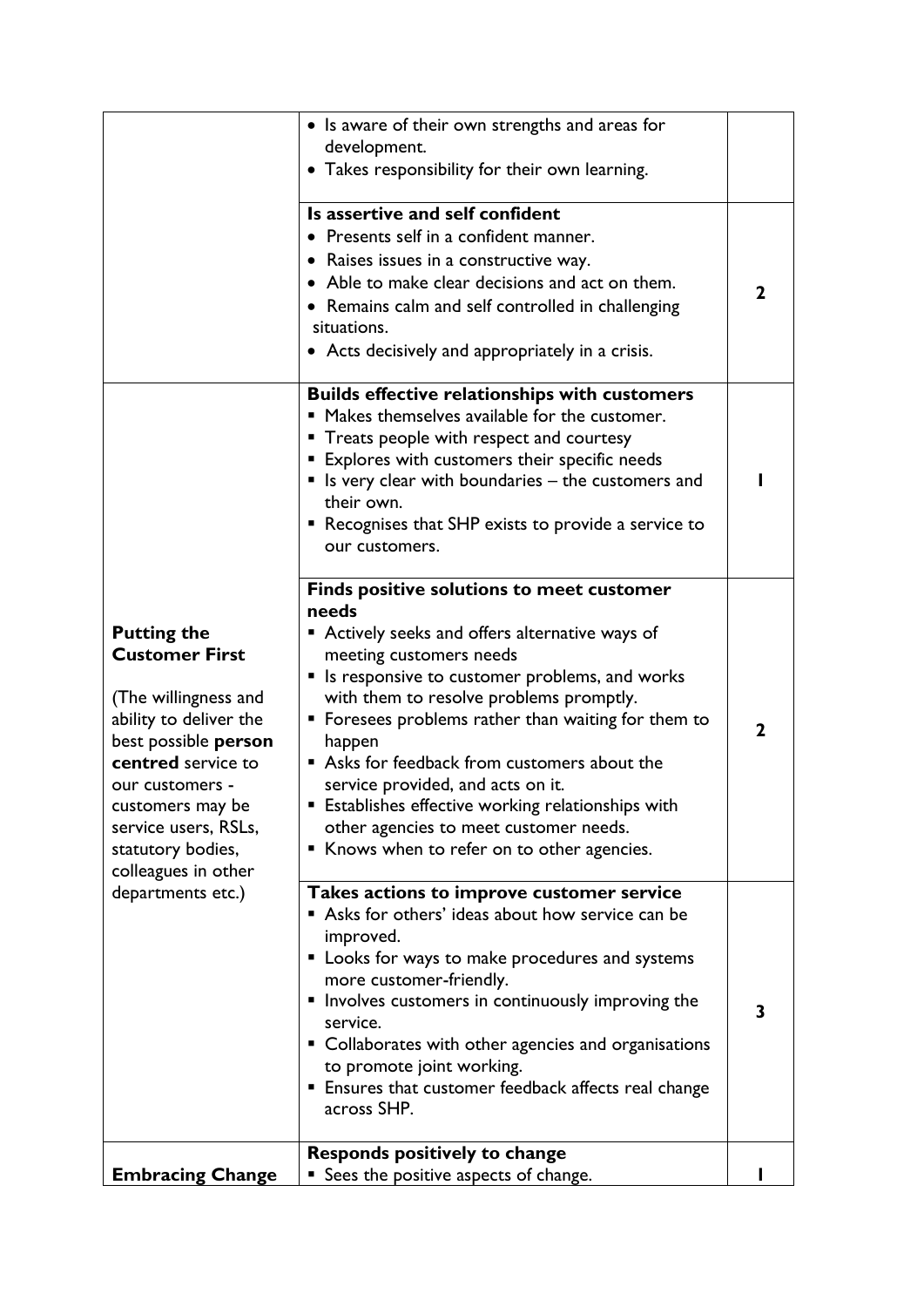| | | |
|---|---|---|
| | • Is aware of their own strengths and areas for development.<br>• Takes responsibility for their own learning. | |
| | **Is assertive and self confident**<br>• Presents self in a confident manner.<br>• Raises issues in a constructive way.<br>• Able to make clear decisions and act on them.<br>• Remains calm and self controlled in challenging situations.<br>• Acts decisively and appropriately in a crisis. | **2** |
| **Putting the Customer First**<br><br>(The willingness and ability to deliver the best possible **person centred** service to our customers - customers may be service users, RSLs, statutory bodies, colleagues in other departments etc.) | **Builds effective relationships with customers**<br>▪ Makes themselves available for the customer.<br>▪ Treats people with respect and courtesy<br>▪ Explores with customers their specific needs<br>▪ Is very clear with boundaries – the customers and their own.<br>▪ Recognises that SHP exists to provide a service to our customers. | **1** |
| | **Finds positive solutions to meet customer needs**<br>▪ Actively seeks and offers alternative ways of meeting customers needs<br>▪ Is responsive to customer problems, and works with them to resolve problems promptly.<br>▪ Foresees problems rather than waiting for them to happen<br>▪ Asks for feedback from customers about the service provided, and acts on it.<br>▪ Establishes effective working relationships with other agencies to meet customer needs.<br>▪ Knows when to refer on to other agencies. | **2** |
| | **Takes actions to improve customer service**<br>▪ Asks for others' ideas about how service can be improved.<br>▪ Looks for ways to make procedures and systems more customer-friendly.<br>▪ Involves customers in continuously improving the service.<br>▪ Collaborates with other agencies and organisations to promote joint working.<br>▪ Ensures that customer feedback affects real change across SHP. | **3** |
| **Embracing Change** | **Responds positively to change**<br>▪ Sees the positive aspects of change. | **1** |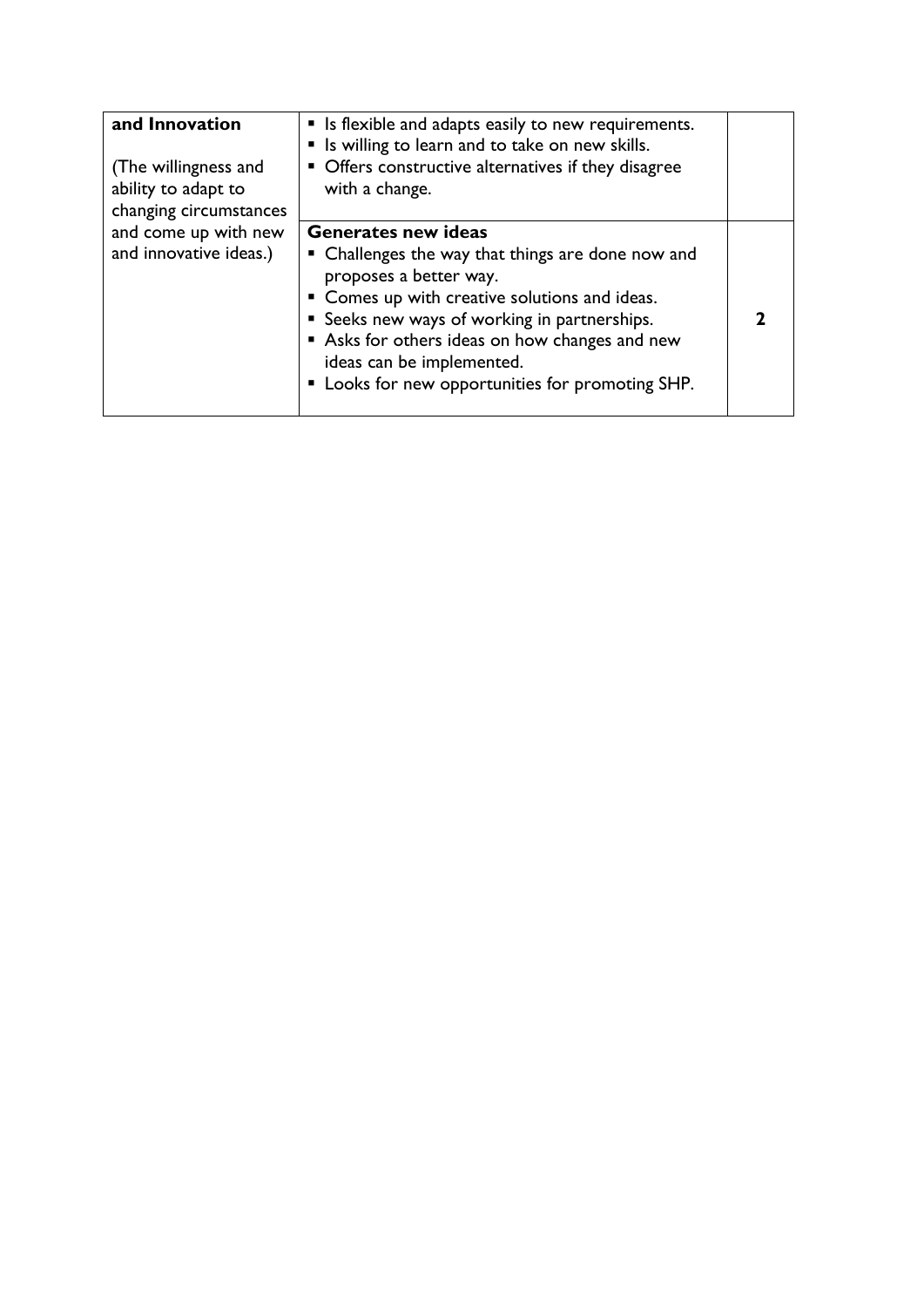| | | |
|---|---|---|
| **and Innovation**<br><br>(The willingness and ability to adapt to changing circumstances and come up with new and innovative ideas.) | ▪ Is flexible and adapts easily to new requirements.<br>▪ Is willing to learn and to take on new skills.<br>▪ Offers constructive alternatives if they disagree with a change. | |
| | **Generates new ideas**<br>▪ Challenges the way that things are done now and proposes a better way.<br>▪ Comes up with creative solutions and ideas.<br>▪ Seeks new ways of working in partnerships.<br>▪ Asks for others ideas on how changes and new ideas can be implemented.<br>▪ Looks for new opportunities for promoting SHP. | **2** |